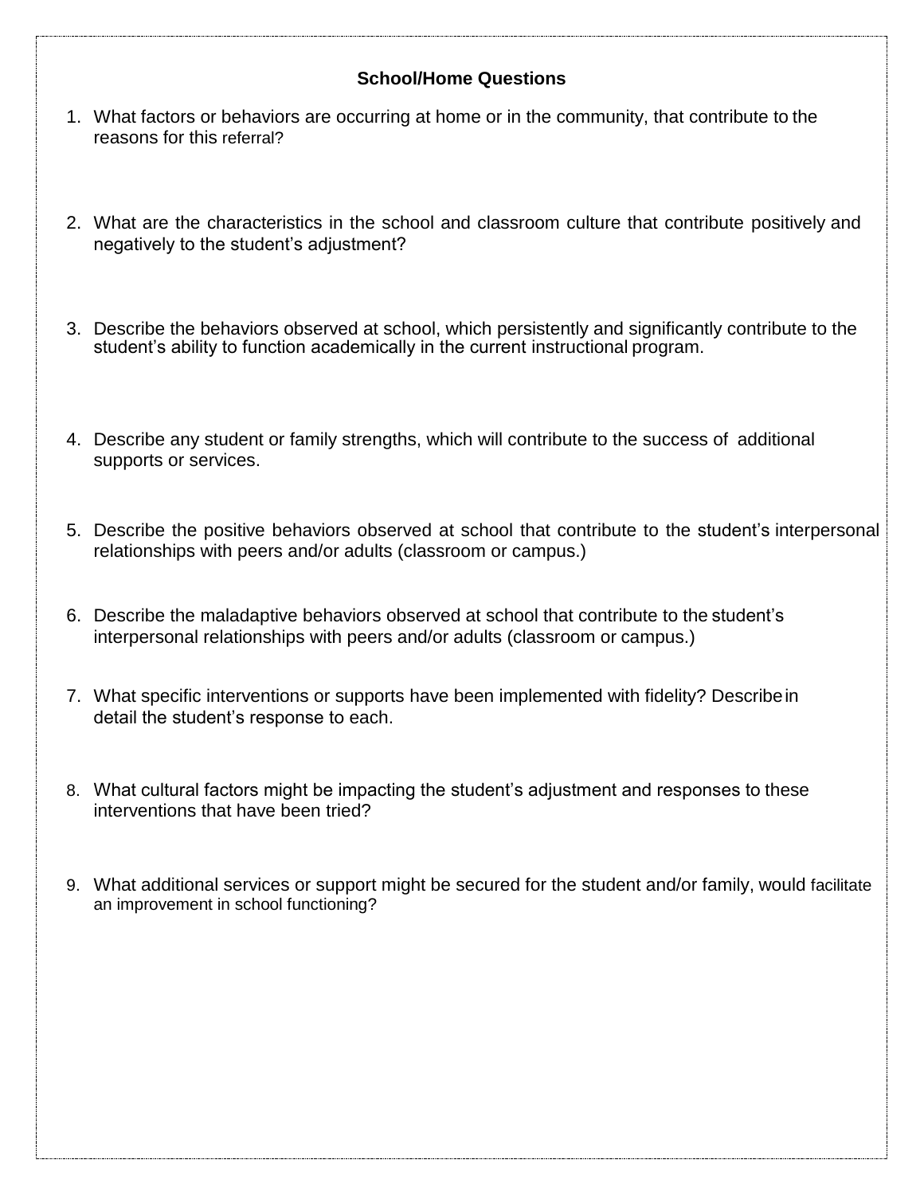**School/Home Questions**

1. What factors or behaviors are occurring at home or in the community, that contribute to the reasons for this referral?

2. What are the characteristics in the school and classroom culture that contribute positively and negatively to the student's adjustment?

3. Describe the behaviors observed at school, which persistently and significantly contribute to the student's ability to function academically in the current instructional program.

4. Describe any student or family strengths, which will contribute to the success of additional supports or services.

5. Describe the positive behaviors observed at school that contribute to the student's interpersonal relationships with peers and/or adults (classroom or campus.)

6. Describe the maladaptive behaviors observed at school that contribute to the student's interpersonal relationships with peers and/or adults (classroom or campus.)

7. What specific interventions or supports have been implemented with fidelity? Describe in detail the student's response to each.

8. What cultural factors might be impacting the student's adjustment and responses to these interventions that have been tried?

9. What additional services or support might be secured for the student and/or family, would facilitate an improvement in school functioning?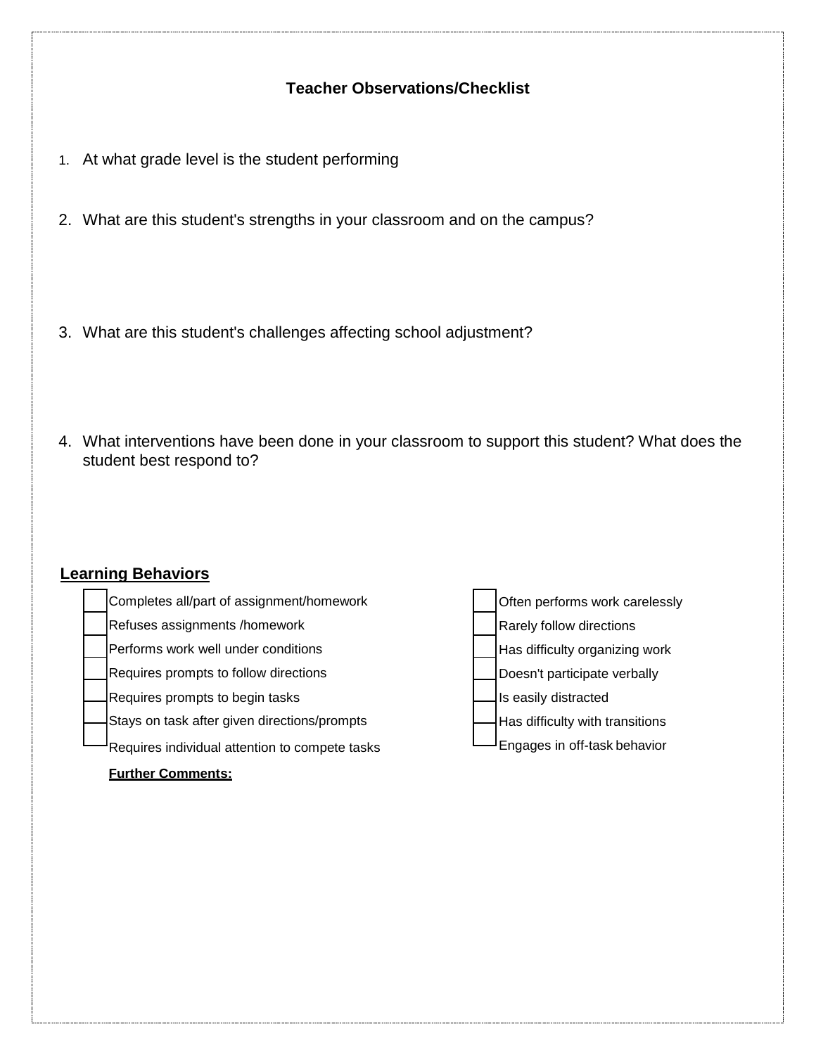**Teacher Observations/Checklist**

1. At what grade level is the student performing

2. What are this student's strengths in your classroom and on the campus?

3. What are this student's challenges affecting school adjustment?

4. What interventions have been done in your classroom to support this student? What does the student best respond to?

**Learning Behaviors**

- [ ] Completes all/part of assignment/homework
- [ ] Refuses assignments /homework
- [ ] Performs work well under conditions
- [ ] Requires prompts to follow directions
- [ ] Requires prompts to begin tasks
- [ ] Stays on task after given directions/prompts
- [ ] Requires individual attention to compete tasks

- [ ] Often performs work carelessly
- [ ] Rarely follow directions
- [ ] Has difficulty organizing work
- [ ] Doesn't participate verbally
- [ ] Is easily distracted
- [ ] Has difficulty with transitions
- [ ] Engages in off-task behavior

**Further Comments:**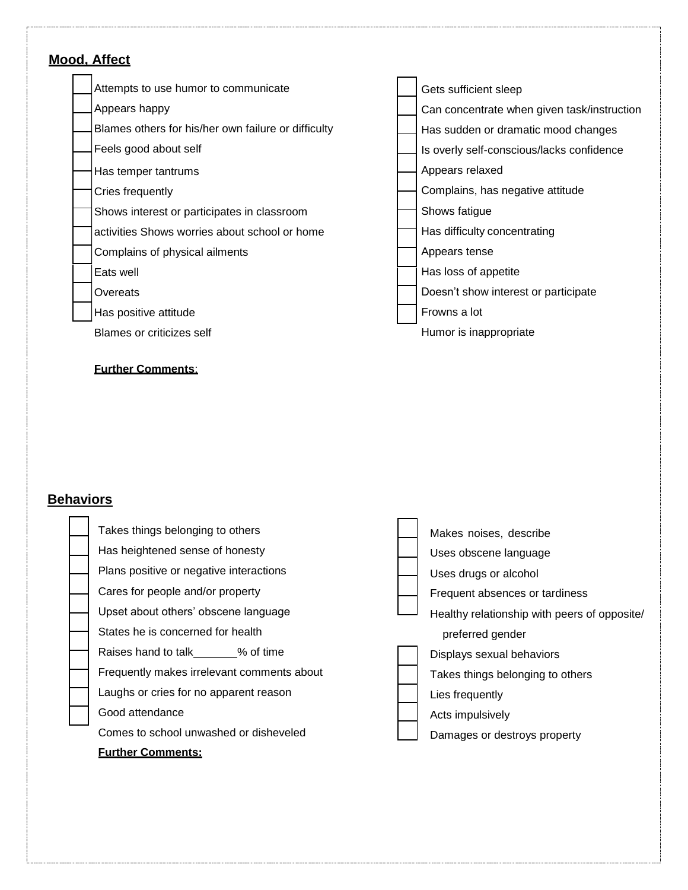## Mood, Affect

- [ ] Attempts to use humor to communicate
- [ ] Appears happy
- [ ] Blames others for his/her own failure or difficulty
- [ ] Feels good about self
- [ ] Has temper tantrums
- [ ] Cries frequently
- [ ] Shows interest or participates in classroom activities
- [ ] Shows worries about school or home
- [ ] Complains of physical ailments
- [ ] Eats well
- [ ] Overeats
- [ ] Has positive attitude
- [ ] Blames or criticizes self

- [ ] Gets sufficient sleep
- [ ] Can concentrate when given task/instruction
- [ ] Has sudden or dramatic mood changes
- [ ] Is overly self-conscious/lacks confidence
- [ ] Appears relaxed
- [ ] Complains, has negative attitude
- [ ] Shows fatigue
- [ ] Has difficulty concentrating
- [ ] Appears tense
- [ ] Has loss of appetite
- [ ] Doesn't show interest or participate
- [ ] Frowns a lot
- [ ] Humor is inappropriate

**Further Comments**:

## Behaviors

- [ ] Takes things belonging to others
- [ ] Has heightened sense of honesty
- [ ] Plans positive or negative interactions
- [ ] Cares for people and/or property
- [ ] Upset about others' obscene language
- [ ] States he is concerned for health
- [ ] Raises hand to talk_______% of time
- [ ] Frequently makes irrelevant comments about
- [ ] Laughs or cries for no apparent reason
- [ ] Good attendance
- [ ] Comes to school unwashed or disheveled

- [ ] Makes noises, describe
- [ ] Uses obscene language
- [ ] Uses drugs or alcohol
- [ ] Frequent absences or tardiness
- [ ] Healthy relationship with peers of opposite/preferred gender
- [ ] Displays sexual behaviors
- [ ] Takes things belonging to others
- [ ] Lies frequently
- [ ] Acts impulsively
- [ ] Damages or destroys property

**Further Comments:**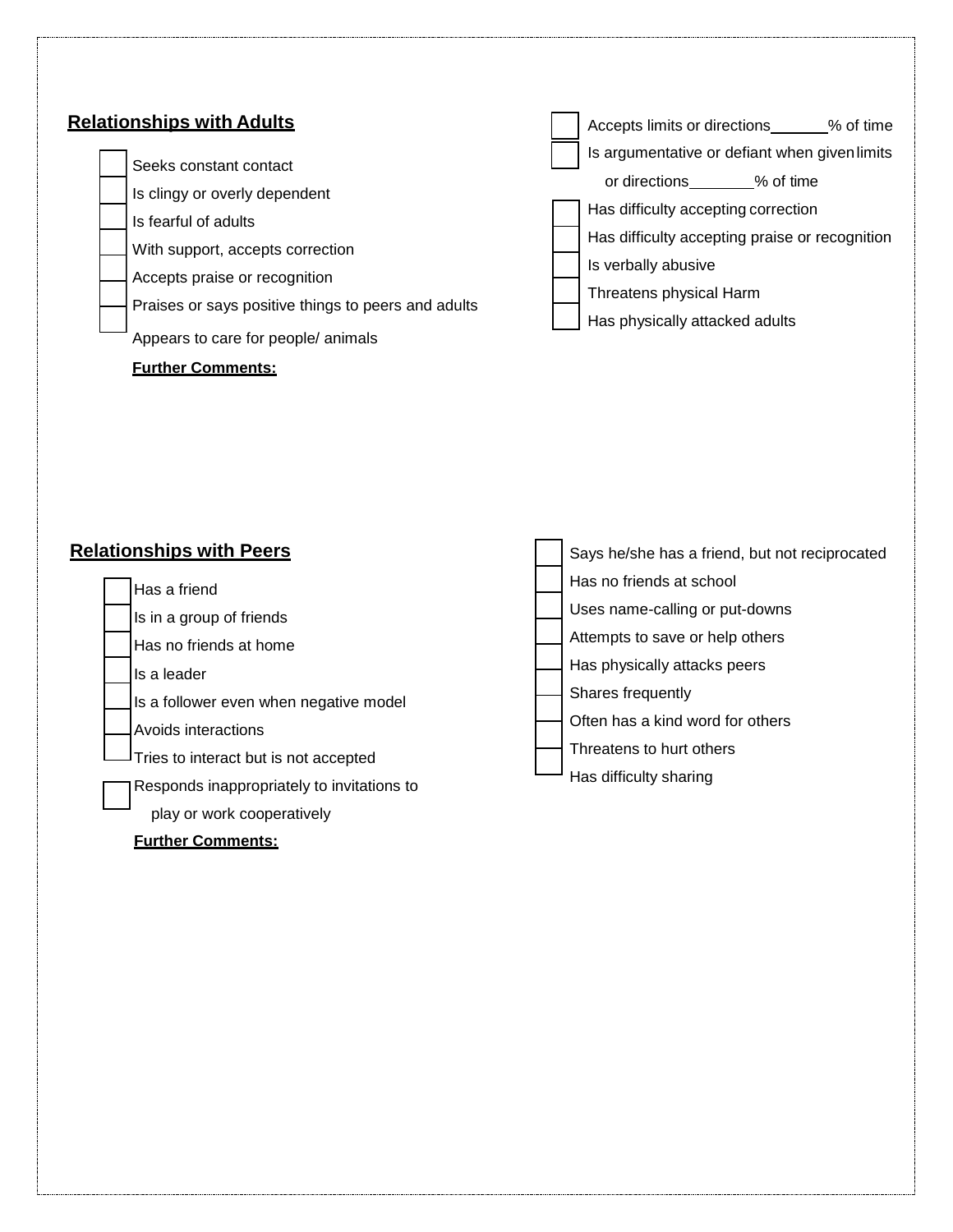## Relationships with Adults

- [ ] Seeks constant contact
- [ ] Is clingy or overly dependent
- [ ] Is fearful of adults
- [ ] With support, accepts correction
- [ ] Accepts praise or recognition
- [ ] Praises or says positive things to peers and adults
- [ ] Appears to care for people/ animals

**Further Comments:**

- [ ] Accepts limits or directions______% of time
- [ ] Is argumentative or defiant when given limits or directions_______% of time
- [ ] Has difficulty accepting correction
- [ ] Has difficulty accepting praise or recognition
- [ ] Is verbally abusive
- [ ] Threatens physical Harm
- [ ] Has physically attacked adults

## Relationships with Peers

- [ ] Has a friend
- [ ] Is in a group of friends
- [ ] Has no friends at home
- [ ] Is a leader
- [ ] Is a follower even when negative model
- [ ] Avoids interactions
- [ ] Tries to interact but is not accepted
- [ ] Responds inappropriately to invitations to play or work cooperatively

**Further Comments:**

- [ ] Says he/she has a friend, but not reciprocated
- [ ] Has no friends at school
- [ ] Uses name-calling or put-downs
- [ ] Attempts to save or help others
- [ ] Has physically attacks peers
- [ ] Shares frequently
- [ ] Often has a kind word for others
- [ ] Threatens to hurt others
- [ ] Has difficulty sharing